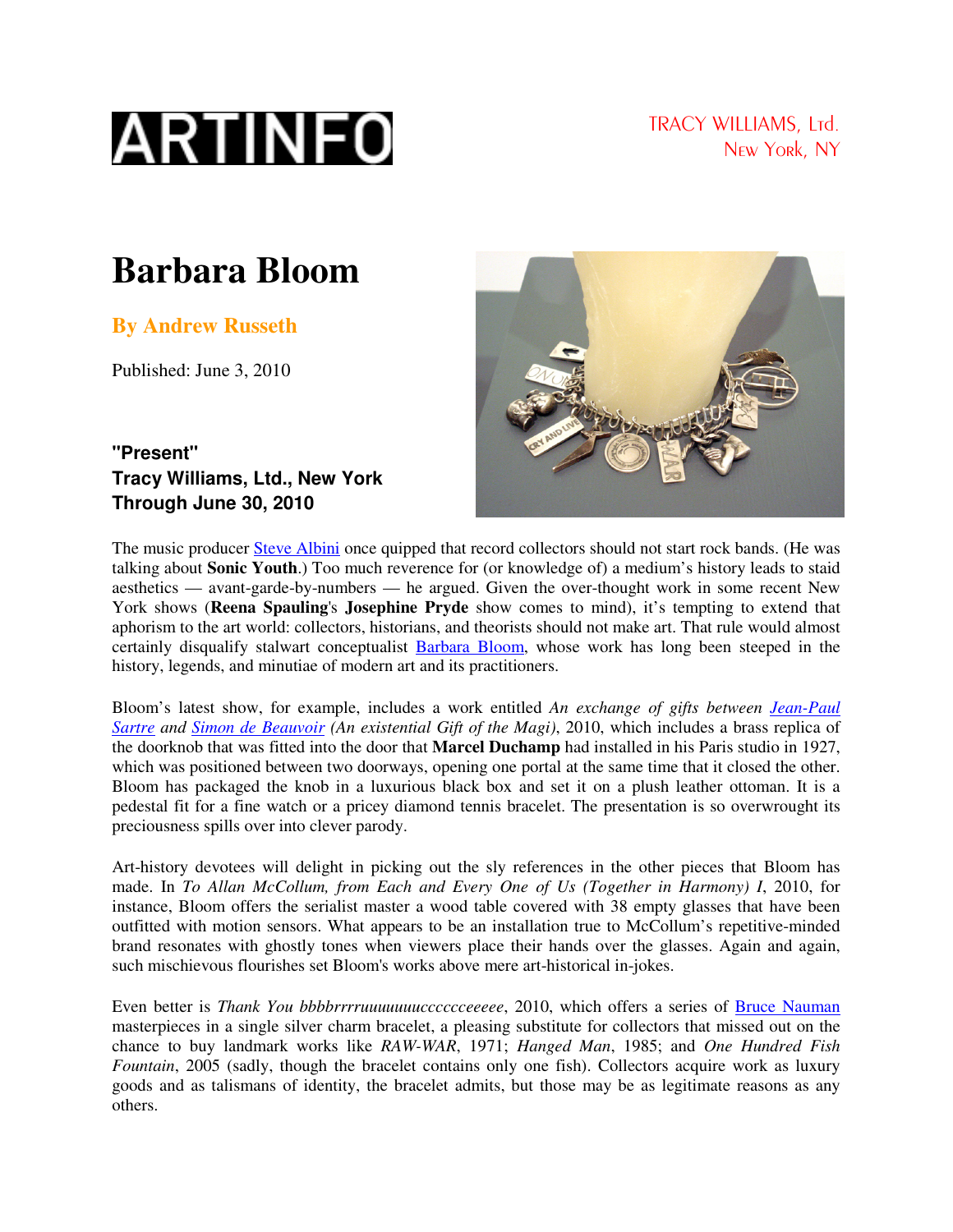ARTINFO

TRACY WILLIAMS, Ltd.
New York, NY

# Barbara Bloom

**By Andrew Russeth**

Published: June 3, 2010

**"Present"**
**Tracy Williams, Ltd., New York**
**Through June 30, 2010**

The music producer Steve Albini once quipped that record collectors should not start rock bands. (He was talking about **Sonic Youth**.) Too much reverence for (or knowledge of) a medium's history leads to staid aesthetics — avant-garde-by-numbers — he argued. Given the over-thought work in some recent New York shows (**Reena Spauling**'s **Josephine Pryde** show comes to mind), it's tempting to extend that aphorism to the art world: collectors, historians, and theorists should not make art. That rule would almost certainly disqualify stalwart conceptualist Barbara Bloom, whose work has long been steeped in the history, legends, and minutiae of modern art and its practitioners.

Bloom's latest show, for example, includes a work entitled *An exchange of gifts between Jean-Paul Sartre and Simon de Beauvoir (An existential Gift of the Magi)*, 2010, which includes a brass replica of the doorknob that was fitted into the door that **Marcel Duchamp** had installed in his Paris studio in 1927, which was positioned between two doorways, opening one portal at the same time that it closed the other. Bloom has packaged the knob in a luxurious black box and set it on a plush leather ottoman. It is a pedestal fit for a fine watch or a pricey diamond tennis bracelet. The presentation is so overwrought its preciousness spills over into clever parody.

Art-history devotees will delight in picking out the sly references in the other pieces that Bloom has made. In *To Allan McCollum, from Each and Every One of Us (Together in Harmony) I*, 2010, for instance, Bloom offers the serialist master a wood table covered with 38 empty glasses that have been outfitted with motion sensors. What appears to be an installation true to McCollum's repetitive-minded brand resonates with ghostly tones when viewers place their hands over the glasses. Again and again, such mischievous flourishes set Bloom's works above mere art-historical in-jokes.

Even better is *Thank You bbbbrrrruuuuuuuccccceeeee*, 2010, which offers a series of Bruce Nauman masterpieces in a single silver charm bracelet, a pleasing substitute for collectors that missed out on the chance to buy landmark works like *RAW-WAR*, 1971; *Hanged Man*, 1985; and *One Hundred Fish Fountain*, 2005 (sadly, though the bracelet contains only one fish). Collectors acquire work as luxury goods and as talismans of identity, the bracelet admits, but those may be as legitimate reasons as any others.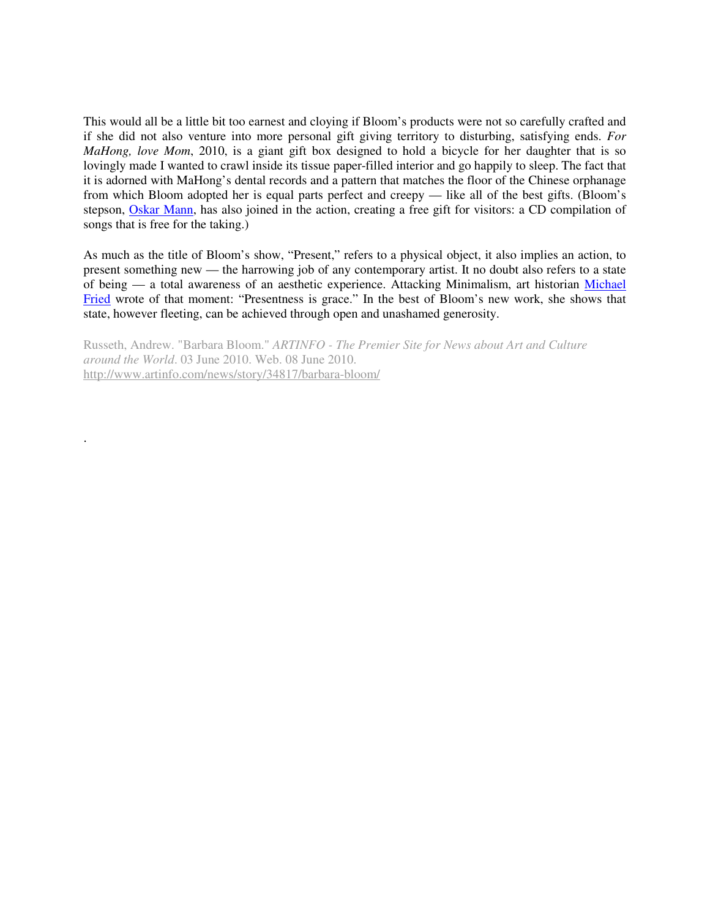This would all be a little bit too earnest and cloying if Bloom's products were not so carefully crafted and if she did not also venture into more personal gift giving territory to disturbing, satisfying ends. *For MaHong, love Mom*, 2010, is a giant gift box designed to hold a bicycle for her daughter that is so lovingly made I wanted to crawl inside its tissue paper-filled interior and go happily to sleep. The fact that it is adorned with MaHong's dental records and a pattern that matches the floor of the Chinese orphanage from which Bloom adopted her is equal parts perfect and creepy — like all of the best gifts. (Bloom's stepson, [Oskar Mann](), has also joined in the action, creating a free gift for visitors: a CD compilation of songs that is free for the taking.)

As much as the title of Bloom's show, "Present," refers to a physical object, it also implies an action, to present something new — the harrowing job of any contemporary artist. It no doubt also refers to a state of being — a total awareness of an aesthetic experience. Attacking Minimalism, art historian [Michael Fried]() wrote of that moment: "Presentness is grace." In the best of Bloom's new work, she shows that state, however fleeting, can be achieved through open and unashamed generosity.

Russeth, Andrew. "Barbara Bloom." *ARTINFO - The Premier Site for News about Art and Culture around the World*. 03 June 2010. Web. 08 June 2010. http://www.artinfo.com/news/story/34817/barbara-bloom/

.